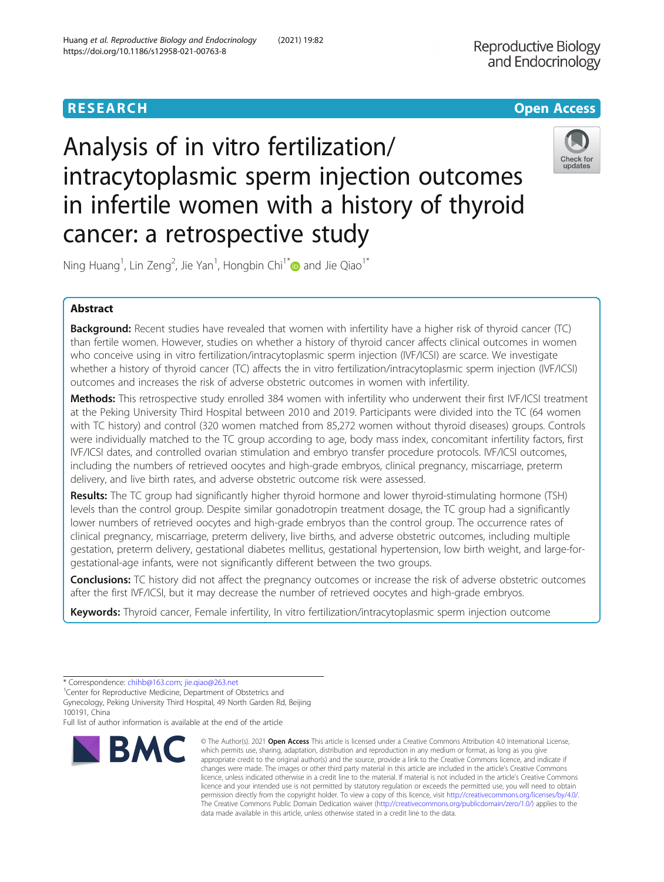RESEARCH

Open Access

# Analysis of in vitro fertilization/intracytoplasmic sperm injection outcomes in infertile women with a history of thyroid cancer: a retrospective study

Ning Huang[1], Lin Zeng[2], Jie Yan[1], Hongbin Chi[1*] and Jie Qiao[1*]

## Abstract

**Background:** Recent studies have revealed that women with infertility have a higher risk of thyroid cancer (TC) than fertile women. However, studies on whether a history of thyroid cancer affects clinical outcomes in women who conceive using in vitro fertilization/intracytoplasmic sperm injection (IVF/ICSI) are scarce. We investigate whether a history of thyroid cancer (TC) affects the in vitro fertilization/intracytoplasmic sperm injection (IVF/ICSI) outcomes and increases the risk of adverse obstetric outcomes in women with infertility.

**Methods:** This retrospective study enrolled 384 women with infertility who underwent their first IVF/ICSI treatment at the Peking University Third Hospital between 2010 and 2019. Participants were divided into the TC (64 women with TC history) and control (320 women matched from 85,272 women without thyroid diseases) groups. Controls were individually matched to the TC group according to age, body mass index, concomitant infertility factors, first IVF/ICSI dates, and controlled ovarian stimulation and embryo transfer procedure protocols. IVF/ICSI outcomes, including the numbers of retrieved oocytes and high-grade embryos, clinical pregnancy, miscarriage, preterm delivery, and live birth rates, and adverse obstetric outcome risk were assessed.

**Results:** The TC group had significantly higher thyroid hormone and lower thyroid-stimulating hormone (TSH) levels than the control group. Despite similar gonadotropin treatment dosage, the TC group had a significantly lower numbers of retrieved oocytes and high-grade embryos than the control group. The occurrence rates of clinical pregnancy, miscarriage, preterm delivery, live births, and adverse obstetric outcomes, including multiple gestation, preterm delivery, gestational diabetes mellitus, gestational hypertension, low birth weight, and large-for-gestational-age infants, were not significantly different between the two groups.

**Conclusions:** TC history did not affect the pregnancy outcomes or increase the risk of adverse obstetric outcomes after the first IVF/ICSI, but it may decrease the number of retrieved oocytes and high-grade embryos.

**Keywords:** Thyroid cancer, Female infertility, In vitro fertilization/intracytoplasmic sperm injection outcome

\* Correspondence: chihb@163.com; jie.qiao@263.net
[1]Center for Reproductive Medicine, Department of Obstetrics and Gynecology, Peking University Third Hospital, 49 North Garden Rd, Beijing 100191, China
Full list of author information is available at the end of the article

© The Author(s). 2021 **Open Access** This article is licensed under a Creative Commons Attribution 4.0 International License, which permits use, sharing, adaptation, distribution and reproduction in any medium or format, as long as you give appropriate credit to the original author(s) and the source, provide a link to the Creative Commons licence, and indicate if changes were made. The images or other third party material in this article are included in the article's Creative Commons licence, unless indicated otherwise in a credit line to the material. If material is not included in the article's Creative Commons licence and your intended use is not permitted by statutory regulation or exceeds the permitted use, you will need to obtain permission directly from the copyright holder. To view a copy of this licence, visit http://creativecommons.org/licenses/by/4.0/. The Creative Commons Public Domain Dedication waiver (http://creativecommons.org/publicdomain/zero/1.0/) applies to the data made available in this article, unless otherwise stated in a credit line to the data.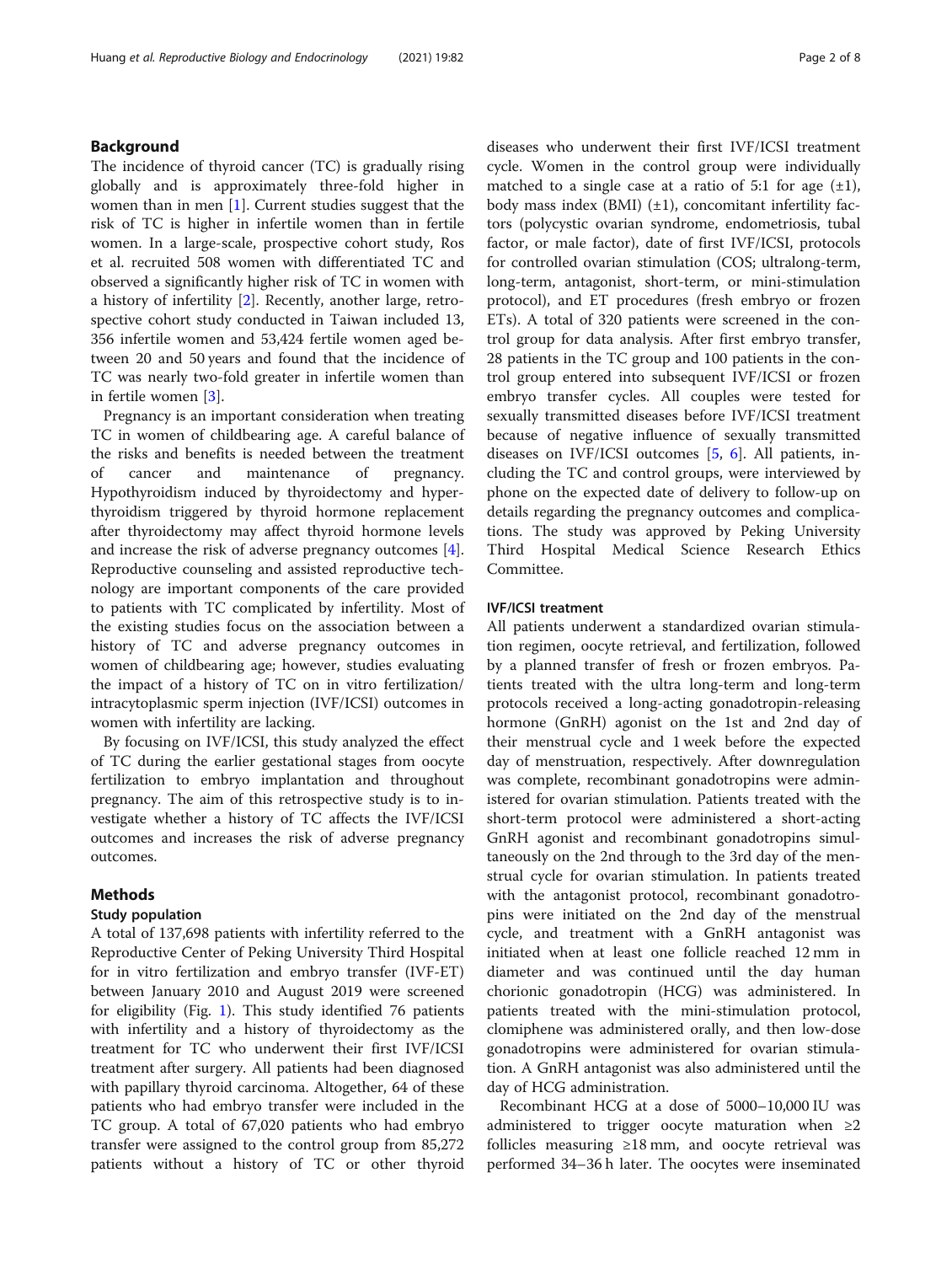## Background

The incidence of thyroid cancer (TC) is gradually rising globally and is approximately three-fold higher in women than in men [1]. Current studies suggest that the risk of TC is higher in infertile women than in fertile women. In a large-scale, prospective cohort study, Ros et al. recruited 508 women with differentiated TC and observed a significantly higher risk of TC in women with a history of infertility [2]. Recently, another large, retrospective cohort study conducted in Taiwan included 13, 356 infertile women and 53,424 fertile women aged between 20 and 50 years and found that the incidence of TC was nearly two-fold greater in infertile women than in fertile women [3].

Pregnancy is an important consideration when treating TC in women of childbearing age. A careful balance of the risks and benefits is needed between the treatment of cancer and maintenance of pregnancy. Hypothyroidism induced by thyroidectomy and hyperthyroidism triggered by thyroid hormone replacement after thyroidectomy may affect thyroid hormone levels and increase the risk of adverse pregnancy outcomes [4]. Reproductive counseling and assisted reproductive technology are important components of the care provided to patients with TC complicated by infertility. Most of the existing studies focus on the association between a history of TC and adverse pregnancy outcomes in women of childbearing age; however, studies evaluating the impact of a history of TC on in vitro fertilization/intracytoplasmic sperm injection (IVF/ICSI) outcomes in women with infertility are lacking.

By focusing on IVF/ICSI, this study analyzed the effect of TC during the earlier gestational stages from oocyte fertilization to embryo implantation and throughout pregnancy. The aim of this retrospective study is to investigate whether a history of TC affects the IVF/ICSI outcomes and increases the risk of adverse pregnancy outcomes.

## Methods

### Study population

A total of 137,698 patients with infertility referred to the Reproductive Center of Peking University Third Hospital for in vitro fertilization and embryo transfer (IVF-ET) between January 2010 and August 2019 were screened for eligibility (Fig. 1). This study identified 76 patients with infertility and a history of thyroidectomy as the treatment for TC who underwent their first IVF/ICSI treatment after surgery. All patients had been diagnosed with papillary thyroid carcinoma. Altogether, 64 of these patients who had embryo transfer were included in the TC group. A total of 67,020 patients who had embryo transfer were assigned to the control group from 85,272 patients without a history of TC or other thyroid diseases who underwent their first IVF/ICSI treatment cycle. Women in the control group were individually matched to a single case at a ratio of 5:1 for age (±1), body mass index (BMI) (±1), concomitant infertility factors (polycystic ovarian syndrome, endometriosis, tubal factor, or male factor), date of first IVF/ICSI, protocols for controlled ovarian stimulation (COS; ultralong-term, long-term, antagonist, short-term, or mini-stimulation protocol), and ET procedures (fresh embryo or frozen ETs). A total of 320 patients were screened in the control group for data analysis. After first embryo transfer, 28 patients in the TC group and 100 patients in the control group entered into subsequent IVF/ICSI or frozen embryo transfer cycles. All couples were tested for sexually transmitted diseases before IVF/ICSI treatment because of negative influence of sexually transmitted diseases on IVF/ICSI outcomes [5, 6]. All patients, including the TC and control groups, were interviewed by phone on the expected date of delivery to follow-up on details regarding the pregnancy outcomes and complications. The study was approved by Peking University Third Hospital Medical Science Research Ethics Committee.

### IVF/ICSI treatment

All patients underwent a standardized ovarian stimulation regimen, oocyte retrieval, and fertilization, followed by a planned transfer of fresh or frozen embryos. Patients treated with the ultra long-term and long-term protocols received a long-acting gonadotropin-releasing hormone (GnRH) agonist on the 1st and 2nd day of their menstrual cycle and 1 week before the expected day of menstruation, respectively. After downregulation was complete, recombinant gonadotropins were administered for ovarian stimulation. Patients treated with the short-term protocol were administered a short-acting GnRH agonist and recombinant gonadotropins simultaneously on the 2nd through to the 3rd day of the menstrual cycle for ovarian stimulation. In patients treated with the antagonist protocol, recombinant gonadotropins were initiated on the 2nd day of the menstrual cycle, and treatment with a GnRH antagonist was initiated when at least one follicle reached 12 mm in diameter and was continued until the day human chorionic gonadotropin (HCG) was administered. In patients treated with the mini-stimulation protocol, clomiphene was administered orally, and then low-dose gonadotropins were administered for ovarian stimulation. A GnRH antagonist was also administered until the day of HCG administration.

Recombinant HCG at a dose of 5000–10,000 IU was administered to trigger oocyte maturation when ≥2 follicles measuring ≥18 mm, and oocyte retrieval was performed 34–36 h later. The oocytes were inseminated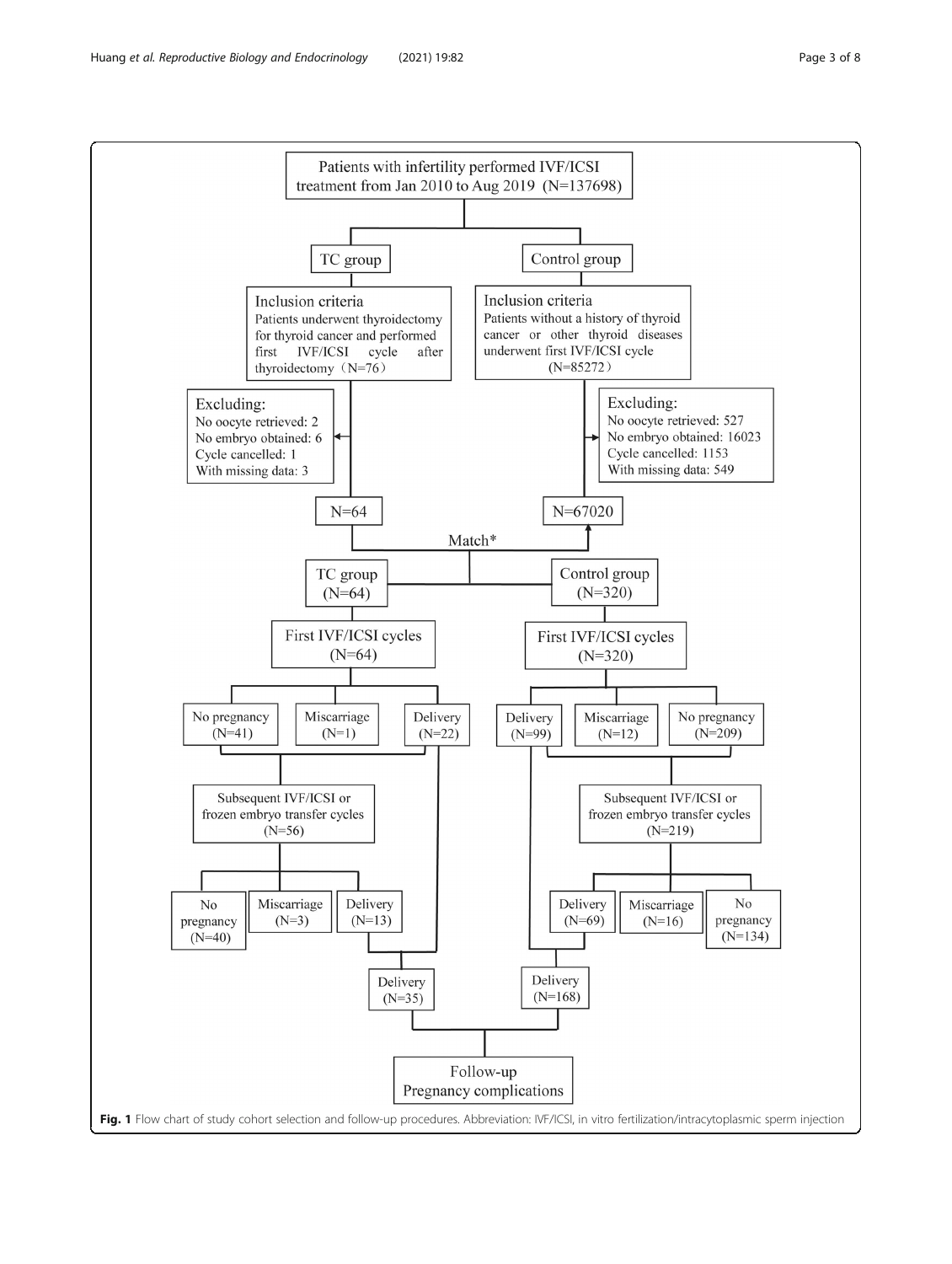Patients with infertility performed IVF/ICSI treatment from Jan 2010 to Aug 2019 (N=137698)

TC group

Inclusion criteria
Patients underwent thyroidectomy for thyroid cancer and performed first IVF/ICSI cycle after thyroidectomy（N=76）

Excluding:
No oocyte retrieved: 2
No embryo obtained: 6
Cycle cancelled: 1
With missing data: 3

N=64

Control group

Inclusion criteria
Patients without a history of thyroid cancer or other thyroid diseases underwent first IVF/ICSI cycle (N=85272）

Excluding:
No oocyte retrieved: 527
No embryo obtained: 16023
Cycle cancelled: 1153
With missing data: 549

N=67020

Match*

TC group (N=64)

First IVF/ICSI cycles (N=64)

No pregnancy (N=41) | Miscarriage (N=1) | Delivery (N=22)

Subsequent IVF/ICSI or frozen embryo transfer cycles (N=56)

No pregnancy (N=40) | Miscarriage (N=3) | Delivery (N=13)

Delivery (N=35)

Control group (N=320)

First IVF/ICSI cycles (N=320)

Delivery (N=99) | Miscarriage (N=12) | No pregnancy (N=209)

Subsequent IVF/ICSI or frozen embryo transfer cycles (N=219)

Delivery (N=69) | Miscarriage (N=16) | No pregnancy (N=134)

Delivery (N=168)

Follow-up
Pregnancy complications

**Fig. 1** Flow chart of study cohort selection and follow-up procedures. Abbreviation: IVF/ICSI, in vitro fertilization/intracytoplasmic sperm injection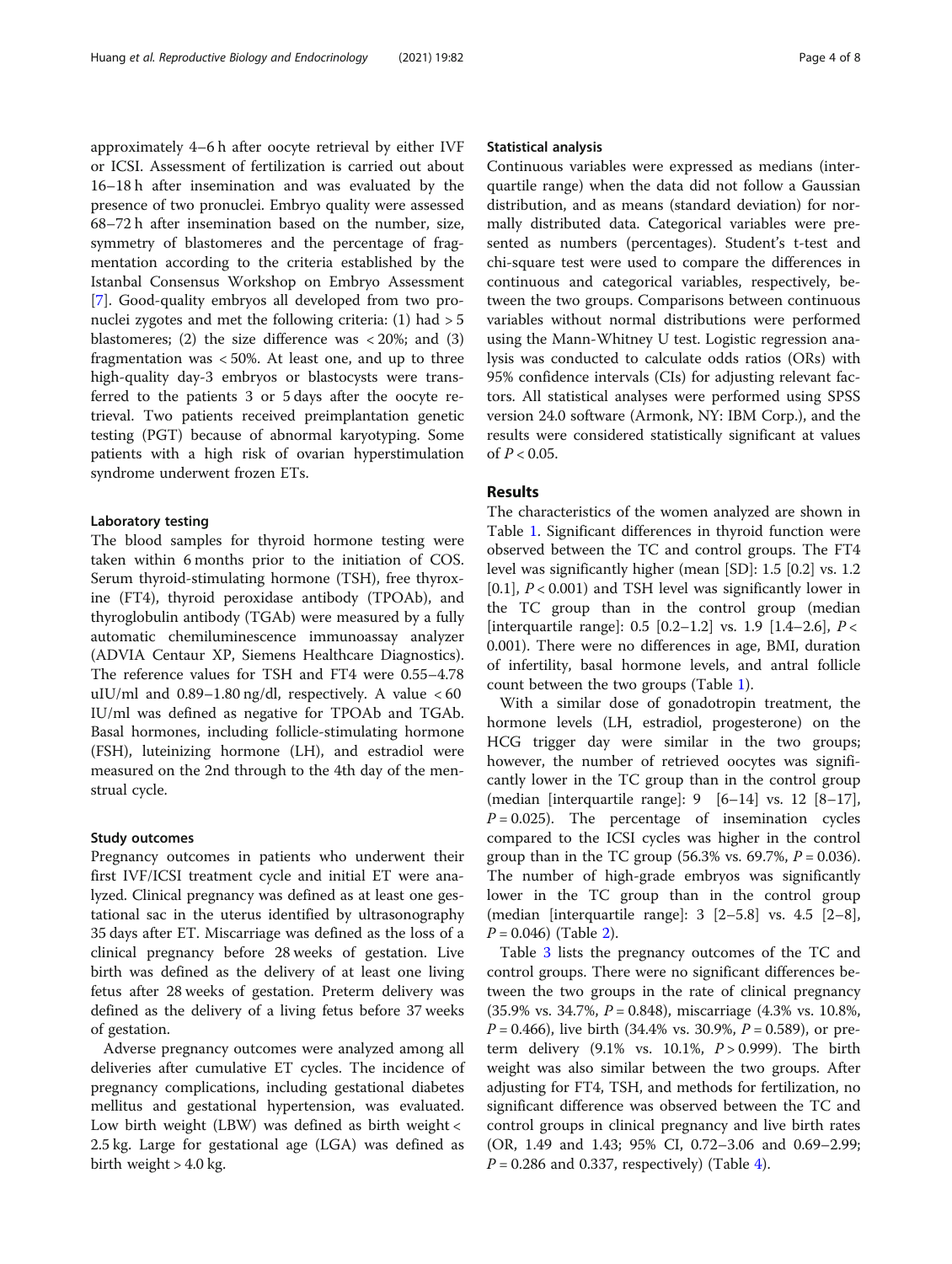approximately 4–6 h after oocyte retrieval by either IVF or ICSI. Assessment of fertilization is carried out about 16–18 h after insemination and was evaluated by the presence of two pronuclei. Embryo quality were assessed 68–72 h after insemination based on the number, size, symmetry of blastomeres and the percentage of fragmentation according to the criteria established by the Istanbal Consensus Workshop on Embryo Assessment [7]. Good-quality embryos all developed from two pronuclei zygotes and met the following criteria: (1) had > 5 blastomeres; (2) the size difference was < 20%; and (3) fragmentation was < 50%. At least one, and up to three high-quality day-3 embryos or blastocysts were transferred to the patients 3 or 5 days after the oocyte retrieval. Two patients received preimplantation genetic testing (PGT) because of abnormal karyotyping. Some patients with a high risk of ovarian hyperstimulation syndrome underwent frozen ETs.

### Laboratory testing

The blood samples for thyroid hormone testing were taken within 6 months prior to the initiation of COS. Serum thyroid-stimulating hormone (TSH), free thyroxine (FT4), thyroid peroxidase antibody (TPOAb), and thyroglobulin antibody (TGAb) were measured by a fully automatic chemiluminescence immunoassay analyzer (ADVIA Centaur XP, Siemens Healthcare Diagnostics). The reference values for TSH and FT4 were 0.55–4.78 uIU/ml and 0.89–1.80 ng/dl, respectively. A value < 60 IU/ml was defined as negative for TPOAb and TGAb. Basal hormones, including follicle-stimulating hormone (FSH), luteinizing hormone (LH), and estradiol were measured on the 2nd through to the 4th day of the menstrual cycle.

### Study outcomes

Pregnancy outcomes in patients who underwent their first IVF/ICSI treatment cycle and initial ET were analyzed. Clinical pregnancy was defined as at least one gestational sac in the uterus identified by ultrasonography 35 days after ET. Miscarriage was defined as the loss of a clinical pregnancy before 28 weeks of gestation. Live birth was defined as the delivery of at least one living fetus after 28 weeks of gestation. Preterm delivery was defined as the delivery of a living fetus before 37 weeks of gestation.

Adverse pregnancy outcomes were analyzed among all deliveries after cumulative ET cycles. The incidence of pregnancy complications, including gestational diabetes mellitus and gestational hypertension, was evaluated. Low birth weight (LBW) was defined as birth weight < 2.5 kg. Large for gestational age (LGA) was defined as birth weight > 4.0 kg.

### Statistical analysis

Continuous variables were expressed as medians (interquartile range) when the data did not follow a Gaussian distribution, and as means (standard deviation) for normally distributed data. Categorical variables were presented as numbers (percentages). Student's t-test and chi-square test were used to compare the differences in continuous and categorical variables, respectively, between the two groups. Comparisons between continuous variables without normal distributions were performed using the Mann-Whitney U test. Logistic regression analysis was conducted to calculate odds ratios (ORs) with 95% confidence intervals (CIs) for adjusting relevant factors. All statistical analyses were performed using SPSS version 24.0 software (Armonk, NY: IBM Corp.), and the results were considered statistically significant at values of $P < 0.05$.

## Results

The characteristics of the women analyzed are shown in Table 1. Significant differences in thyroid function were observed between the TC and control groups. The FT4 level was significantly higher (mean [SD]: 1.5 [0.2] vs. 1.2 [0.1], $P < 0.001$) and TSH level was significantly lower in the TC group than in the control group (median [interquartile range]: 0.5 [0.2–1.2] vs. 1.9 [1.4–2.6], $P < 0.001$). There were no differences in age, BMI, duration of infertility, basal hormone levels, and antral follicle count between the two groups (Table 1).

With a similar dose of gonadotropin treatment, the hormone levels (LH, estradiol, progesterone) on the HCG trigger day were similar in the two groups; however, the number of retrieved oocytes was significantly lower in the TC group than in the control group (median [interquartile range]: 9 [6–14] vs. 12 [8–17], $P = 0.025$). The percentage of insemination cycles compared to the ICSI cycles was higher in the control group than in the TC group (56.3% vs. 69.7%, $P = 0.036$). The number of high-grade embryos was significantly lower in the TC group than in the control group (median [interquartile range]: 3 [2–5.8] vs. 4.5 [2–8], $P = 0.046$) (Table 2).

Table 3 lists the pregnancy outcomes of the TC and control groups. There were no significant differences between the two groups in the rate of clinical pregnancy (35.9% vs. 34.7%, $P = 0.848$), miscarriage (4.3% vs. 10.8%, $P = 0.466$), live birth (34.4% vs. 30.9%, $P = 0.589$), or preterm delivery (9.1% vs. 10.1%, $P > 0.999$). The birth weight was also similar between the two groups. After adjusting for FT4, TSH, and methods for fertilization, no significant difference was observed between the TC and control groups in clinical pregnancy and live birth rates (OR, 1.49 and 1.43; 95% CI, 0.72–3.06 and 0.69–2.99; $P = 0.286$ and 0.337, respectively) (Table 4).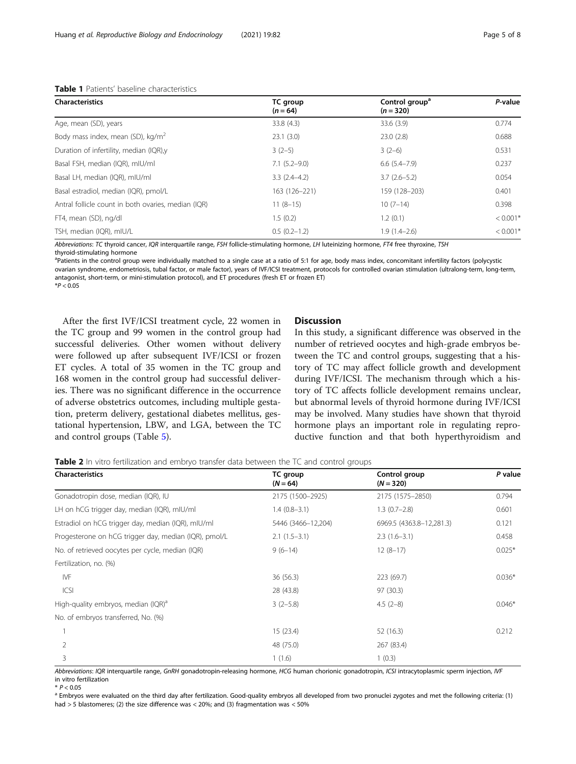**Table 1** Patients' baseline characteristics

| Characteristics | TC group (n = 64) | Control group[a] (n = 320) | P-value |
|---|---|---|---|
| Age, mean (SD), years | 33.8 (4.3) | 33.6 (3.9) | 0.774 |
| Body mass index, mean (SD), kg/m$^2$ | 23.1 (3.0) | 23.0 (2.8) | 0.688 |
| Duration of infertility, median (IQR),y | 3 (2–5) | 3 (2–6) | 0.531 |
| Basal FSH, median (IQR), mIU/ml | 7.1 (5.2–9.0) | 6.6 (5.4–7.9) | 0.237 |
| Basal LH, median (IQR), mIU/ml | 3.3 (2.4–4.2) | 3.7 (2.6–5.2) | 0.054 |
| Basal estradiol, median (IQR), pmol/L | 163 (126–221) | 159 (128–203) | 0.401 |
| Antral follicle count in both ovaries, median (IQR) | 11 (8–15) | 10 (7–14) | 0.398 |
| FT4, mean (SD), ng/dl | 1.5 (0.2) | 1.2 (0.1) | < 0.001* |
| TSH, median (IQR), mIU/L | 0.5 (0.2–1.2) | 1.9 (1.4–2.6) | < 0.001* |

*Abbreviations*: *TC* thyroid cancer, *IQR* interquartile range, *FSH* follicle-stimulating hormone, *LH* luteinizing hormone, *FT4* free thyroxine, *TSH* thyroid-stimulating hormone

[a]Patients in the control group were individually matched to a single case at a ratio of 5:1 for age, body mass index, concomitant infertility factors (polycystic ovarian syndrome, endometriosis, tubal factor, or male factor), years of IVF/ICSI treatment, protocols for controlled ovarian stimulation (ultralong-term, long-term, antagonist, short-term, or mini-stimulation protocol), and ET procedures (fresh ET or frozen ET)

*$P < 0.05$

After the first IVF/ICSI treatment cycle, 22 women in the TC group and 99 women in the control group had successful deliveries. Other women without delivery were followed up after subsequent IVF/ICSI or frozen ET cycles. A total of 35 women in the TC group and 168 women in the control group had successful deliveries. There was no significant difference in the occurrence of adverse obstetrics outcomes, including multiple gestation, preterm delivery, gestational diabetes mellitus, gestational hypertension, LBW, and LGA, between the TC and control groups (Table 5).

## Discussion

In this study, a significant difference was observed in the number of retrieved oocytes and high-grade embryos between the TC and control groups, suggesting that a history of TC may affect follicle growth and development during IVF/ICSI. The mechanism through which a history of TC affects follicle development remains unclear, but abnormal levels of thyroid hormone during IVF/ICSI may be involved. Many studies have shown that thyroid hormone plays an important role in regulating reproductive function and that both hyperthyroidism and

**Table 2** In vitro fertilization and embryo transfer data between the TC and control groups

| Characteristics | TC group (N = 64) | Control group (N = 320) | P value |
|---|---|---|---|
| Gonadotropin dose, median (IQR), IU | 2175 (1500–2925) | 2175 (1575–2850) | 0.794 |
| LH on hCG trigger day, median (IQR), mIU/ml | 1.4 (0.8–3.1) | 1.3 (0.7–2.8) | 0.601 |
| Estradiol on hCG trigger day, median (IQR), mIU/ml | 5446 (3466–12,204) | 6969.5 (4363.8–12,281.3) | 0.121 |
| Progesterone on hCG trigger day, median (IQR), pmol/L | 2.1 (1.5–3.1) | 2.3 (1.6–3.1) | 0.458 |
| No. of retrieved oocytes per cycle, median (IQR) | 9 (6–14) | 12 (8–17) | 0.025* |
| Fertilization, no. (%) | | | |
| IVF | 36 (56.3) | 223 (69.7) | 0.036* |
| ICSI | 28 (43.8) | 97 (30.3) | |
| High-quality embryos, median (IQR)[a] | 3 (2–5.8) | 4.5 (2–8) | 0.046* |
| No. of embryos transferred, No. (%) | | | |
| 1 | 15 (23.4) | 52 (16.3) | 0.212 |
| 2 | 48 (75.0) | 267 (83.4) | |
| 3 | 1 (1.6) | 1 (0.3) | |

*Abbreviations*: *IQR* interquartile range, *GnRH* gonadotropin-releasing hormone, *HCG* human chorionic gonadotropin, *ICSI* intracytoplasmic sperm injection, *IVF* in vitro fertilization

* $P < 0.05$

[a] Embryos were evaluated on the third day after fertilization. Good-quality embryos all developed from two pronuclei zygotes and met the following criteria: (1) had > 5 blastomeres; (2) the size difference was < 20%; and (3) fragmentation was < 50%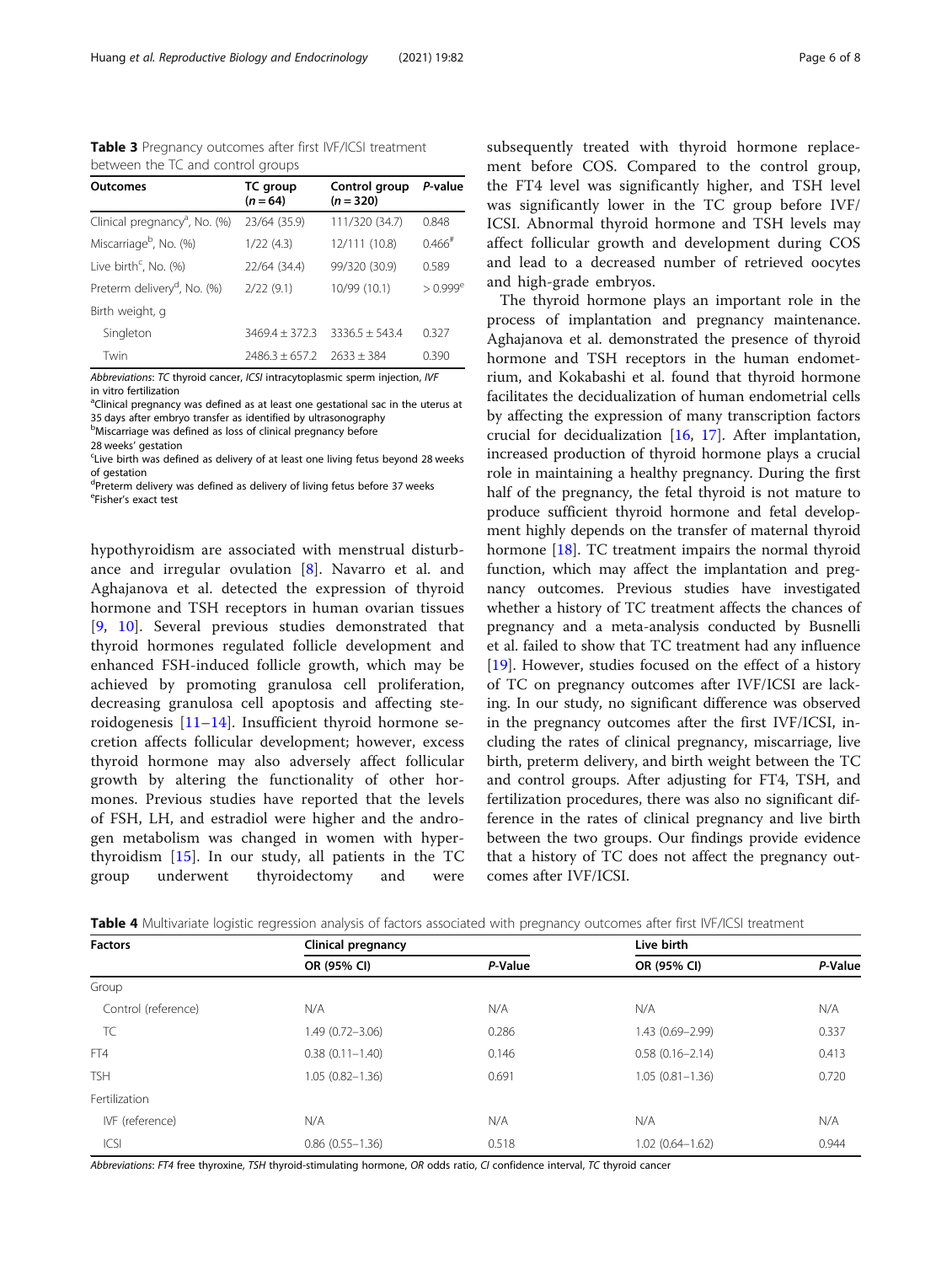**Table 3** Pregnancy outcomes after first IVF/ICSI treatment between the TC and control groups

| Outcomes | TC group (n = 64) | Control group (n = 320) | P-value |
|---|---|---|---|
| Clinical pregnancy[a], No. (%) | 23/64 (35.9) | 111/320 (34.7) | 0.848 |
| Miscarriage[b], No. (%) | 1/22 (4.3) | 12/111 (10.8) | 0.466[#] |
| Live birth[c], No. (%) | 22/64 (34.4) | 99/320 (30.9) | 0.589 |
| Preterm delivery[d], No. (%) | 2/22 (9.1) | 10/99 (10.1) | > 0.999[e] |
| Birth weight, g | | | |
| Singleton | 3469.4 ± 372.3 | 3336.5 ± 543.4 | 0.327 |
| Twin | 2486.3 ± 657.2 | 2633 ± 384 | 0.390 |

*Abbreviations*: *TC* thyroid cancer, *ICSI* intracytoplasmic sperm injection, *IVF* in vitro fertilization

[a]Clinical pregnancy was defined as at least one gestational sac in the uterus at 35 days after embryo transfer as identified by ultrasonography

[b]Miscarriage was defined as loss of clinical pregnancy before 28 weeks' gestation

[c]Live birth was defined as delivery of at least one living fetus beyond 28 weeks of gestation

[d]Preterm delivery was defined as delivery of living fetus before 37 weeks

[e]Fisher's exact test

hypothyroidism are associated with menstrual disturbance and irregular ovulation [8]. Navarro et al. and Aghajanova et al. detected the expression of thyroid hormone and TSH receptors in human ovarian tissues [9, 10]. Several previous studies demonstrated that thyroid hormones regulated follicle development and enhanced FSH-induced follicle growth, which may be achieved by promoting granulosa cell proliferation, decreasing granulosa cell apoptosis and affecting steroidogenesis [11–14]. Insufficient thyroid hormone secretion affects follicular development; however, excess thyroid hormone may also adversely affect follicular growth by altering the functionality of other hormones. Previous studies have reported that the levels of FSH, LH, and estradiol were higher and the androgen metabolism was changed in women with hyperthyroidism [15]. In our study, all patients in the TC group underwent thyroidectomy and were subsequently treated with thyroid hormone replacement before COS. Compared to the control group, the FT4 level was significantly higher, and TSH level was significantly lower in the TC group before IVF/ICSI. Abnormal thyroid hormone and TSH levels may affect follicular growth and development during COS and lead to a decreased number of retrieved oocytes and high-grade embryos.

The thyroid hormone plays an important role in the process of implantation and pregnancy maintenance. Aghajanova et al. demonstrated the presence of thyroid hormone and TSH receptors in the human endometrium, and Kokabashi et al. found that thyroid hormone facilitates the decidualization of human endometrial cells by affecting the expression of many transcription factors crucial for decidualization [16, 17]. After implantation, increased production of thyroid hormone plays a crucial role in maintaining a healthy pregnancy. During the first half of the pregnancy, the fetal thyroid is not mature to produce sufficient thyroid hormone and fetal development highly depends on the transfer of maternal thyroid hormone [18]. TC treatment impairs the normal thyroid function, which may affect the implantation and pregnancy outcomes. Previous studies have investigated whether a history of TC treatment affects the chances of pregnancy and a meta-analysis conducted by Busnelli et al. failed to show that TC treatment had any influence [19]. However, studies focused on the effect of a history of TC on pregnancy outcomes after IVF/ICSI are lacking. In our study, no significant difference was observed in the pregnancy outcomes after the first IVF/ICSI, including the rates of clinical pregnancy, miscarriage, live birth, preterm delivery, and birth weight between the TC and control groups. After adjusting for FT4, TSH, and fertilization procedures, there was also no significant difference in the rates of clinical pregnancy and live birth between the two groups. Our findings provide evidence that a history of TC does not affect the pregnancy outcomes after IVF/ICSI.

**Table 4** Multivariate logistic regression analysis of factors associated with pregnancy outcomes after first IVF/ICSI treatment

| Factors | Clinical pregnancy | | Live birth | |
|---|---|---|---|---|
| | OR (95% CI) | P-Value | OR (95% CI) | P-Value |
| Group | | | | |
| Control (reference) | N/A | N/A | N/A | N/A |
| TC | 1.49 (0.72–3.06) | 0.286 | 1.43 (0.69–2.99) | 0.337 |
| FT4 | 0.38 (0.11–1.40) | 0.146 | 0.58 (0.16–2.14) | 0.413 |
| TSH | 1.05 (0.82–1.36) | 0.691 | 1.05 (0.81–1.36) | 0.720 |
| Fertilization | | | | |
| IVF (reference) | N/A | N/A | N/A | N/A |
| ICSI | 0.86 (0.55–1.36) | 0.518 | 1.02 (0.64–1.62) | 0.944 |

*Abbreviations*: *FT4* free thyroxine, *TSH* thyroid-stimulating hormone, *OR* odds ratio, *CI* confidence interval, *TC* thyroid cancer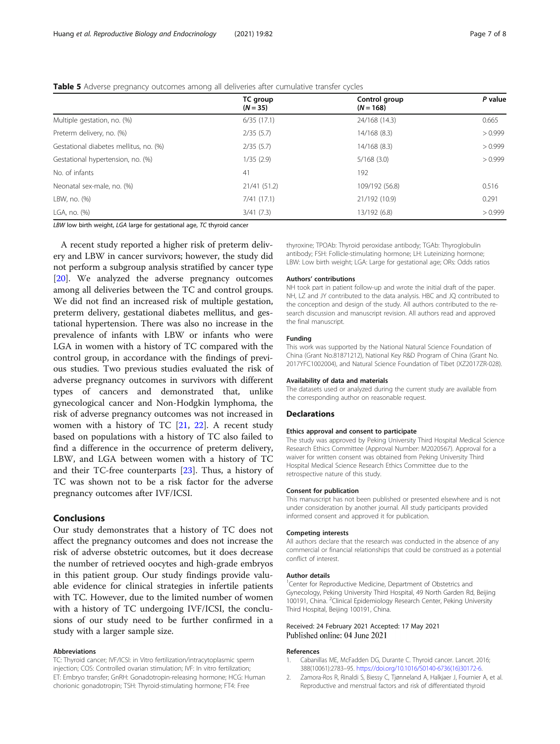**Table 5** Adverse pregnancy outcomes among all deliveries after cumulative transfer cycles

| | TC group (*N* = 35) | Control group (*N* = 168) | *P* value |
|---|---|---|---|
| Multiple gestation, no. (%) | 6/35 (17.1) | 24/168 (14.3) | 0.665 |
| Preterm delivery, no. (%) | 2/35 (5.7) | 14/168 (8.3) | > 0.999 |
| Gestational diabetes mellitus, no. (%) | 2/35 (5.7) | 14/168 (8.3) | > 0.999 |
| Gestational hypertension, no. (%) | 1/35 (2.9) | 5/168 (3.0) | > 0.999 |
| No. of infants | 41 | 192 | |
| Neonatal sex-male, no. (%) | 21/41 (51.2) | 109/192 (56.8) | 0.516 |
| LBW, no. (%) | 7/41 (17.1) | 21/192 (10.9) | 0.291 |
| LGA, no. (%) | 3/41 (7.3) | 13/192 (6.8) | > 0.999 |

*LBW* low birth weight, *LGA* large for gestational age, *TC* thyroid cancer

A recent study reported a higher risk of preterm delivery and LBW in cancer survivors; however, the study did not perform a subgroup analysis stratified by cancer type [20]. We analyzed the adverse pregnancy outcomes among all deliveries between the TC and control groups. We did not find an increased risk of multiple gestation, preterm delivery, gestational diabetes mellitus, and gestational hypertension. There was also no increase in the prevalence of infants with LBW or infants who were LGA in women with a history of TC compared with the control group, in accordance with the findings of previous studies. Two previous studies evaluated the risk of adverse pregnancy outcomes in survivors with different types of cancers and demonstrated that, unlike gynecological cancer and Non-Hodgkin lymphoma, the risk of adverse pregnancy outcomes was not increased in women with a history of TC [21, 22]. A recent study based on populations with a history of TC also failed to find a difference in the occurrence of preterm delivery, LBW, and LGA between women with a history of TC and their TC-free counterparts [23]. Thus, a history of TC was shown not to be a risk factor for the adverse pregnancy outcomes after IVF/ICSI.

## Conclusions

Our study demonstrates that a history of TC does not affect the pregnancy outcomes and does not increase the risk of adverse obstetric outcomes, but it does decrease the number of retrieved oocytes and high-grade embryos in this patient group. Our study findings provide valuable evidence for clinical strategies in infertile patients with TC. However, due to the limited number of women with a history of TC undergoing IVF/ICSI, the conclusions of our study need to be further confirmed in a study with a larger sample size.

#### Abbreviations

TC: Thyroid cancer; IVF/ICSI: in Vitro fertilization/intracytoplasmic sperm injection; COS: Controlled ovarian stimulation; IVF: In vitro fertilization; ET: Embryo transfer; GnRH: Gonadotropin-releasing hormone; HCG: Human chorionic gonadotropin; TSH: Thyroid-stimulating hormone; FT4: Free thyroxine; TPOAb: Thyroid peroxidase antibody; TGAb: Thyroglobulin antibody; FSH: Follicle-stimulating hormone; LH: Luteinizing hormone; LBW: Low birth weight; LGA: Large for gestational age; ORs: Odds ratios

#### Authors' contributions

NH took part in patient follow-up and wrote the initial draft of the paper. NH, LZ and JY contributed to the data analysis. HBC and JQ contributed to the conception and design of the study. All authors contributed to the research discussion and manuscript revision. All authors read and approved the final manuscript.

#### Funding

This work was supported by the National Natural Science Foundation of China (Grant No.81871212), National Key R&D Program of China (Grant No. 2017YFC1002004), and Natural Science Foundation of Tibet (XZ2017ZR-028).

#### Availability of data and materials

The datasets used or analyzed during the current study are available from the corresponding author on reasonable request.

## Declarations

#### Ethics approval and consent to participate

The study was approved by Peking University Third Hospital Medical Science Research Ethics Committee (Approval Number: M2020567). Approval for a waiver for written consent was obtained from Peking University Third Hospital Medical Science Research Ethics Committee due to the retrospective nature of this study.

#### Consent for publication

This manuscript has not been published or presented elsewhere and is not under consideration by another journal. All study participants provided informed consent and approved it for publication.

#### Competing interests

All authors declare that the research was conducted in the absence of any commercial or financial relationships that could be construed as a potential conflict of interest.

#### Author details

[1]Center for Reproductive Medicine, Department of Obstetrics and Gynecology, Peking University Third Hospital, 49 North Garden Rd, Beijing 100191, China. [2]Clinical Epidemiology Research Center, Peking University Third Hospital, Beijing 100191, China.

Received: 24 February 2021 Accepted: 17 May 2021
Published online: 04 June 2021

#### References

1. Cabanillas ME, McFadden DG, Durante C. Thyroid cancer. Lancet. 2016; 388(10061):2783–95. https://doi.org/10.1016/S0140-6736(16)30172-6.
2. Zamora-Ros R, Rinaldi S, Biessy C, Tjønneland A, Halkjaer J, Fournier A, et al. Reproductive and menstrual factors and risk of differentiated thyroid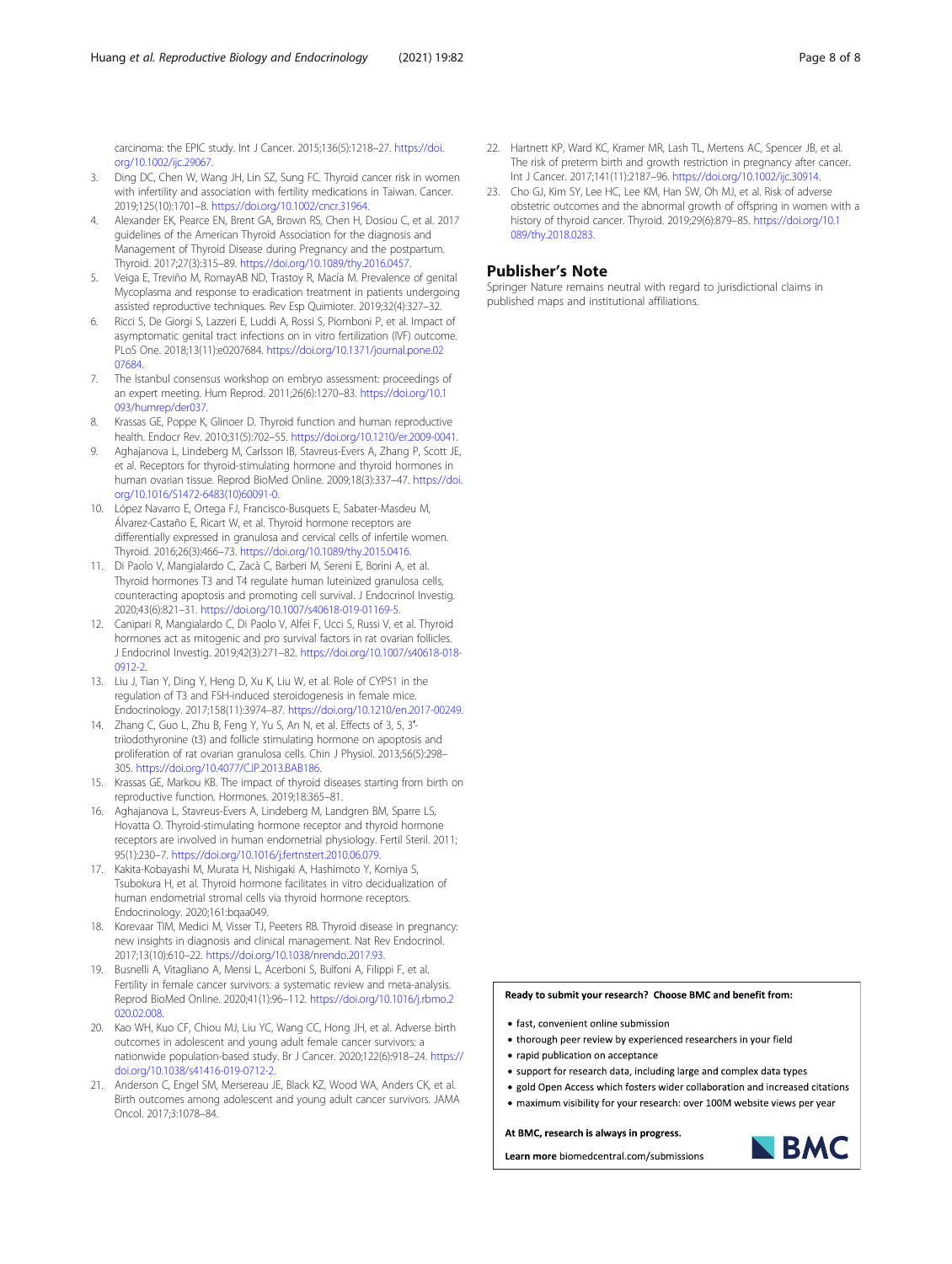carcinoma: the EPIC study. Int J Cancer. 2015;136(5):1218–27. https://doi.org/10.1002/ijc.29067.

3. Ding DC, Chen W, Wang JH, Lin SZ, Sung FC. Thyroid cancer risk in women with infertility and association with fertility medications in Taiwan. Cancer. 2019;125(10):1701–8. https://doi.org/10.1002/cncr.31964.
4. Alexander EK, Pearce EN, Brent GA, Brown RS, Chen H, Dosiou C, et al. 2017 guidelines of the American Thyroid Association for the diagnosis and Management of Thyroid Disease during Pregnancy and the postpartum. Thyroid. 2017;27(3):315–89. https://doi.org/10.1089/thy.2016.0457.
5. Veiga E, Treviño M, RomayAB ND, Trastoy R, Macía M. Prevalence of genital Mycoplasma and response to eradication treatment in patients undergoing assisted reproductive techniques. Rev Esp Quimioter. 2019;32(4):327–32.
6. Ricci S, De Giorgi S, Lazzeri E, Luddi A, Rossi S, Piomboni P, et al. Impact of asymptomatic genital tract infections on in vitro fertilization (IVF) outcome. PLoS One. 2018;13(11):e0207684. https://doi.org/10.1371/journal.pone.0207684.
7. The Istanbul consensus workshop on embryo assessment: proceedings of an expert meeting. Hum Reprod. 2011;26(6):1270–83. https://doi.org/10.1093/humrep/der037.
8. Krassas GE, Poppe K, Glinoer D. Thyroid function and human reproductive health. Endocr Rev. 2010;31(5):702–55. https://doi.org/10.1210/er.2009-0041.
9. Aghajanova L, Lindeberg M, Carlsson IB, Stavreus-Evers A, Zhang P, Scott JE, et al. Receptors for thyroid-stimulating hormone and thyroid hormones in human ovarian tissue. Reprod BioMed Online. 2009;18(3):337–47. https://doi.org/10.1016/S1472-6483(10)60091-0.
10. López Navarro E, Ortega FJ, Francisco-Busquets E, Sabater-Masdeu M, Álvarez-Castaño E, Ricart W, et al. Thyroid hormone receptors are differentially expressed in granulosa and cervical cells of infertile women. Thyroid. 2016;26(3):466–73. https://doi.org/10.1089/thy.2015.0416.
11. Di Paolo V, Mangialardo C, Zacà C, Barberi M, Sereni E, Borini A, et al. Thyroid hormones T3 and T4 regulate human luteinized granulosa cells, counteracting apoptosis and promoting cell survival. J Endocrinol Investig. 2020;43(6):821–31. https://doi.org/10.1007/s40618-019-01169-5.
12. Canipari R, Mangialardo C, Di Paolo V, Alfei F, Ucci S, Russi V, et al. Thyroid hormones act as mitogenic and pro survival factors in rat ovarian follicles. J Endocrinol Investig. 2019;42(3):271–82. https://doi.org/10.1007/s40618-018-0912-2.
13. Liu J, Tian Y, Ding Y, Heng D, Xu K, Liu W, et al. Role of CYP51 in the regulation of T3 and FSH-induced steroidogenesis in female mice. Endocrinology. 2017;158(11):3974–87. https://doi.org/10.1210/en.2017-00249.
14. Zhang C, Guo L, Zhu B, Feng Y, Yu S, An N, et al. Effects of 3, 5, 3′-triiodothyronine (t3) and follicle stimulating hormone on apoptosis and proliferation of rat ovarian granulosa cells. Chin J Physiol. 2013;56(5):298–305. https://doi.org/10.4077/CJP.2013.BAB186.
15. Krassas GE, Markou KB. The impact of thyroid diseases starting from birth on reproductive function. Hormones. 2019;18:365–81.
16. Aghajanova L, Stavreus-Evers A, Lindeberg M, Landgren BM, Sparre LS, Hovatta O. Thyroid-stimulating hormone receptor and thyroid hormone receptors are involved in human endometrial physiology. Fertil Steril. 2011;95(1):230–7. https://doi.org/10.1016/j.fertnstert.2010.06.079.
17. Kakita-Kobayashi M, Murata H, Nishigaki A, Hashimoto Y, Komiya S, Tsubokura H, et al. Thyroid hormone facilitates in vitro decidualization of human endometrial stromal cells via thyroid hormone receptors. Endocrinology. 2020;161:bqaa049.
18. Korevaar TIM, Medici M, Visser TJ, Peeters RB. Thyroid disease in pregnancy: new insights in diagnosis and clinical management. Nat Rev Endocrinol. 2017;13(10):610–22. https://doi.org/10.1038/nrendo.2017.93.
19. Busnelli A, Vitagliano A, Mensi L, Acerboni S, Bulfoni A, Filippi F, et al. Fertility in female cancer survivors: a systematic review and meta-analysis. Reprod BioMed Online. 2020;41(1):96–112. https://doi.org/10.1016/j.rbmo.2020.02.008.
20. Kao WH, Kuo CF, Chiou MJ, Liu YC, Wang CC, Hong JH, et al. Adverse birth outcomes in adolescent and young adult female cancer survivors: a nationwide population-based study. Br J Cancer. 2020;122(6):918–24. https://doi.org/10.1038/s41416-019-0712-2.
21. Anderson C, Engel SM, Mersereau JE, Black KZ, Wood WA, Anders CK, et al. Birth outcomes among adolescent and young adult cancer survivors. JAMA Oncol. 2017;3:1078–84.
22. Hartnett KP, Ward KC, Kramer MR, Lash TL, Mertens AC, Spencer JB, et al. The risk of preterm birth and growth restriction in pregnancy after cancer. Int J Cancer. 2017;141(11):2187–96. https://doi.org/10.1002/ijc.30914.
23. Cho GJ, Kim SY, Lee HC, Lee KM, Han SW, Oh MJ, et al. Risk of adverse obstetric outcomes and the abnormal growth of offspring in women with a history of thyroid cancer. Thyroid. 2019;29(6):879–85. https://doi.org/10.1089/thy.2018.0283.

## Publisher's Note

Springer Nature remains neutral with regard to jurisdictional claims in published maps and institutional affiliations.

**Ready to submit your research? Choose BMC and benefit from:**

- fast, convenient online submission
- thorough peer review by experienced researchers in your field
- rapid publication on acceptance
- support for research data, including large and complex data types
- gold Open Access which fosters wider collaboration and increased citations
- maximum visibility for your research: over 100M website views per year

**At BMC, research is always in progress.**

**Learn more** biomedcentral.com/submissions

BMC